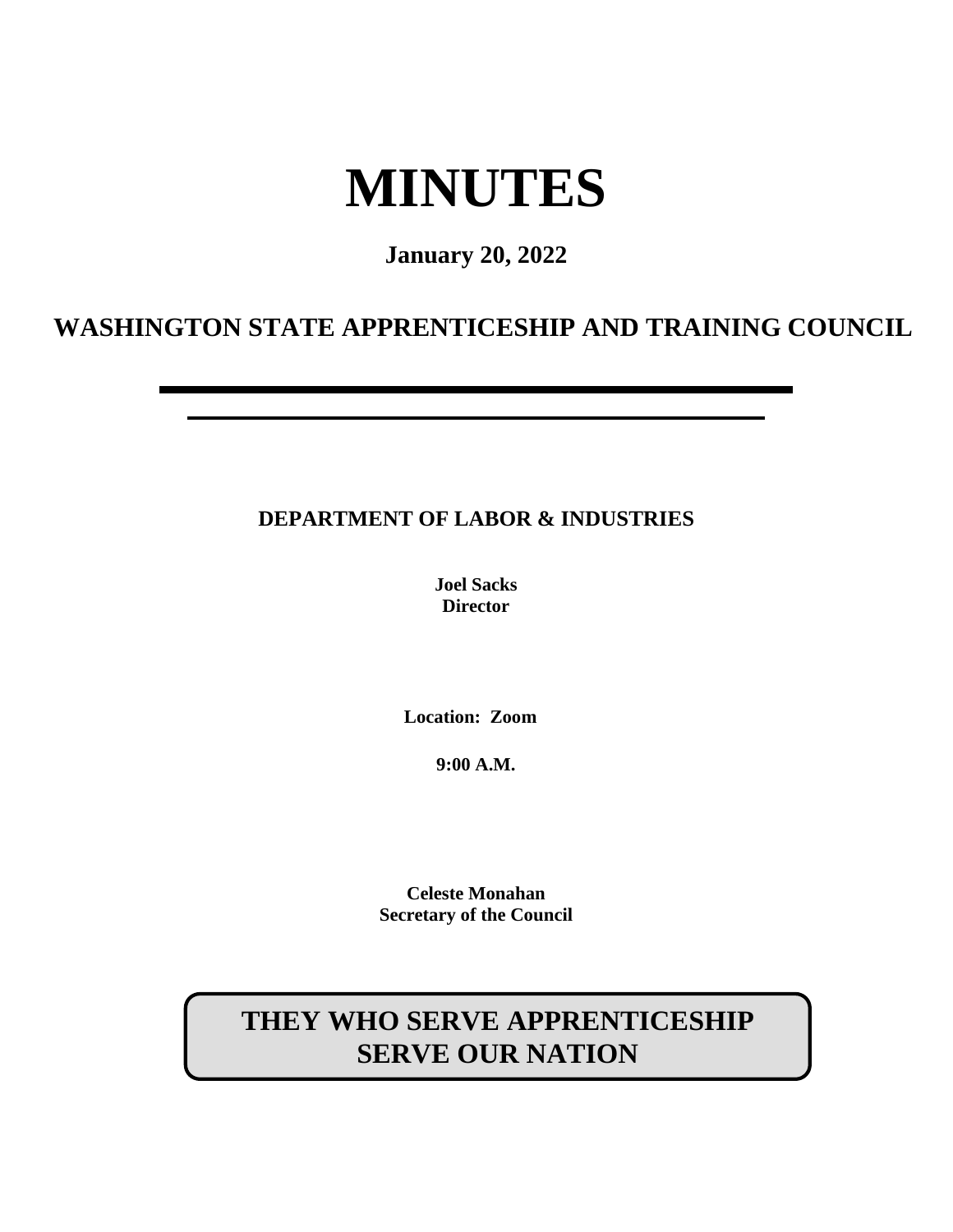# MINUTES

**January 20, 2022**

## WASHINGTON STATE APPRENTICESHIP AND TRAINING COUNCIL

---

**DEPARTMENT OF LABOR & INDUSTRIES**

**Joel Sacks**
**Director**

**Location: Zoom**

**9:00 A.M.**

**Celeste Monahan**
**Secretary of the Council**

**THEY WHO SERVE APPRENTICESHIP SERVE OUR NATION**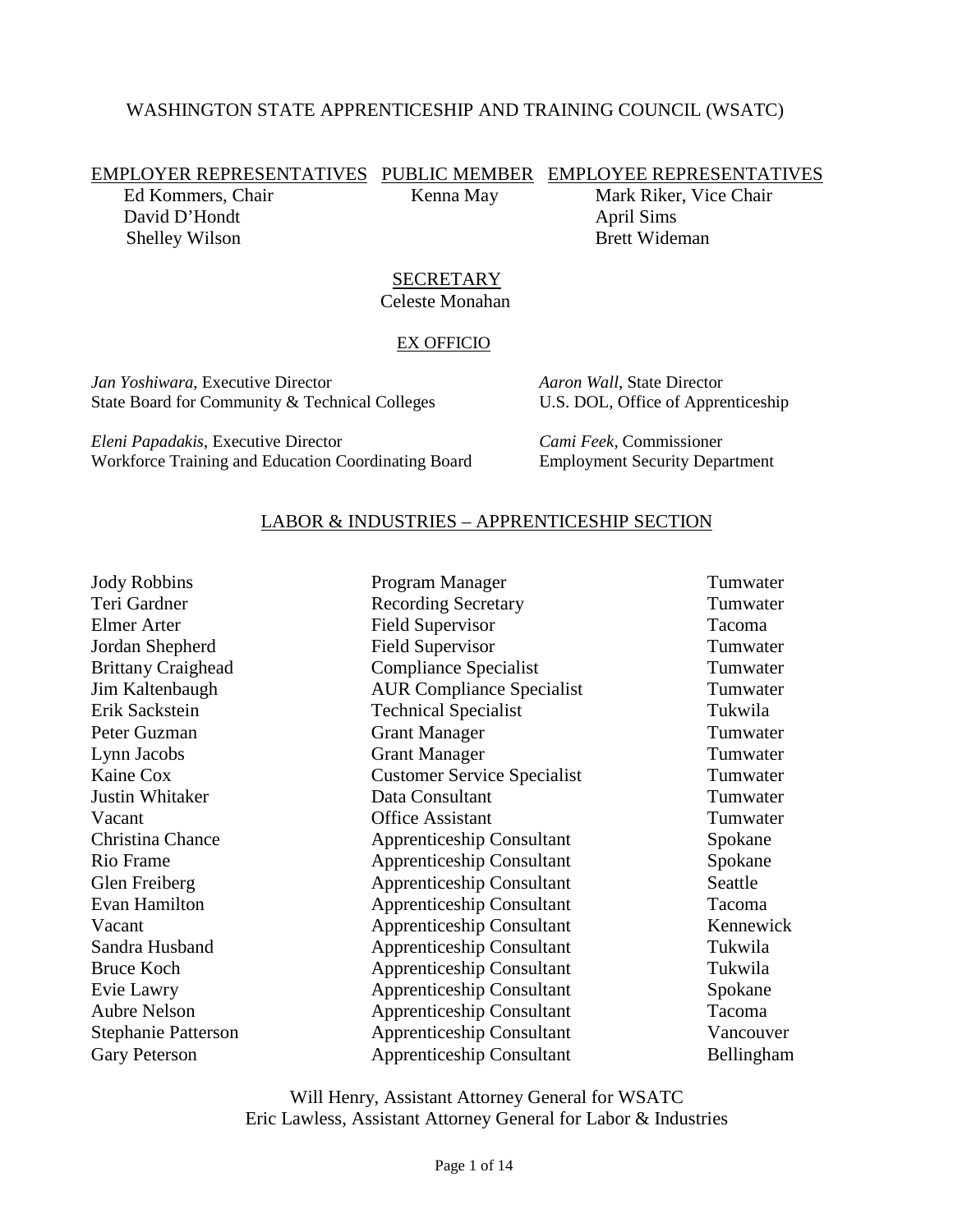# WASHINGTON STATE APPRENTICESHIP AND TRAINING COUNCIL (WSATC)

| EMPLOYER REPRESENTATIVES | PUBLIC MEMBER | EMPLOYEE REPRESENTATIVES |
|---|---|---|
| Ed Kommers, Chair | Kenna May | Mark Riker, Vice Chair |
| David D'Hondt | | April Sims |
| Shelley Wilson | | Brett Wideman |

## SECRETARY

Celeste Monahan

## EX OFFICIO

*Jan Yoshiwara*, Executive Director
State Board for Community & Technical Colleges

*Aaron Wall*, State Director
U.S. DOL, Office of Apprenticeship

*Eleni Papadakis*, Executive Director
Workforce Training and Education Coordinating Board

*Cami Feek*, Commissioner
Employment Security Department

## LABOR & INDUSTRIES – APPRENTICESHIP SECTION

| Name | Title | Location |
|---|---|---|
| Jody Robbins | Program Manager | Tumwater |
| Teri Gardner | Recording Secretary | Tumwater |
| Elmer Arter | Field Supervisor | Tacoma |
| Jordan Shepherd | Field Supervisor | Tumwater |
| Brittany Craighead | Compliance Specialist | Tumwater |
| Jim Kaltenbaugh | AUR Compliance Specialist | Tumwater |
| Erik Sackstein | Technical Specialist | Tukwila |
| Peter Guzman | Grant Manager | Tumwater |
| Lynn Jacobs | Grant Manager | Tumwater |
| Kaine Cox | Customer Service Specialist | Tumwater |
| Justin Whitaker | Data Consultant | Tumwater |
| Vacant | Office Assistant | Tumwater |
| Christina Chance | Apprenticeship Consultant | Spokane |
| Rio Frame | Apprenticeship Consultant | Spokane |
| Glen Freiberg | Apprenticeship Consultant | Seattle |
| Evan Hamilton | Apprenticeship Consultant | Tacoma |
| Vacant | Apprenticeship Consultant | Kennewick |
| Sandra Husband | Apprenticeship Consultant | Tukwila |
| Bruce Koch | Apprenticeship Consultant | Tukwila |
| Evie Lawry | Apprenticeship Consultant | Spokane |
| Aubre Nelson | Apprenticeship Consultant | Tacoma |
| Stephanie Patterson | Apprenticeship Consultant | Vancouver |
| Gary Peterson | Apprenticeship Consultant | Bellingham |

Will Henry, Assistant Attorney General for WSATC
Eric Lawless, Assistant Attorney General for Labor & Industries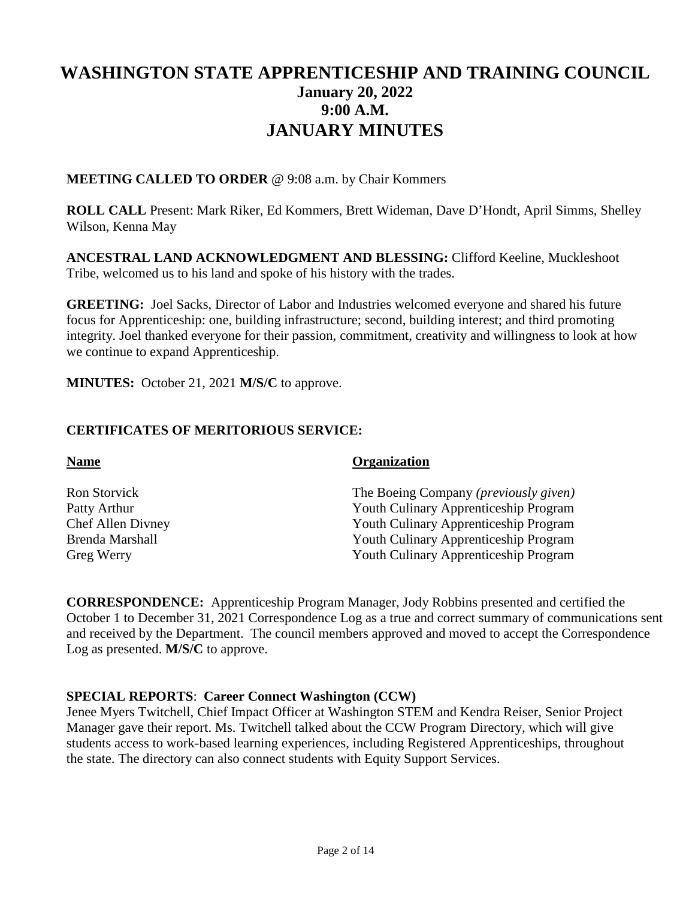# WASHINGTON STATE APPRENTICESHIP AND TRAINING COUNCIL

## January 20, 2022
## 9:00 A.M.
## JANUARY MINUTES

**MEETING CALLED TO ORDER** @ 9:08 a.m. by Chair Kommers

**ROLL CALL** Present: Mark Riker, Ed Kommers, Brett Wideman, Dave D'Hondt, April Simms, Shelley Wilson, Kenna May

**ANCESTRAL LAND ACKNOWLEDGMENT AND BLESSING:** Clifford Keeline, Muckleshoot Tribe, welcomed us to his land and spoke of his history with the trades.

**GREETING:** Joel Sacks, Director of Labor and Industries welcomed everyone and shared his future focus for Apprenticeship: one, building infrastructure; second, building interest; and third promoting integrity. Joel thanked everyone for their passion, commitment, creativity and willingness to look at how we continue to expand Apprenticeship.

**MINUTES:** October 21, 2021 **M/S/C** to approve.

**CERTIFICATES OF MERITORIOUS SERVICE:**

| Name | Organization |
|---|---|
| Ron Storvick | The Boeing Company *(previously given)* |
| Patty Arthur | Youth Culinary Apprenticeship Program |
| Chef Allen Divney | Youth Culinary Apprenticeship Program |
| Brenda Marshall | Youth Culinary Apprenticeship Program |
| Greg Werry | Youth Culinary Apprenticeship Program |

**CORRESPONDENCE:** Apprenticeship Program Manager, Jody Robbins presented and certified the October 1 to December 31, 2021 Correspondence Log as a true and correct summary of communications sent and received by the Department. The council members approved and moved to accept the Correspondence Log as presented. **M/S/C** to approve.

**SPECIAL REPORTS**: **Career Connect Washington (CCW)**

Jenee Myers Twitchell, Chief Impact Officer at Washington STEM and Kendra Reiser, Senior Project Manager gave their report. Ms. Twitchell talked about the CCW Program Directory, which will give students access to work-based learning experiences, including Registered Apprenticeships, throughout the state. The directory can also connect students with Equity Support Services.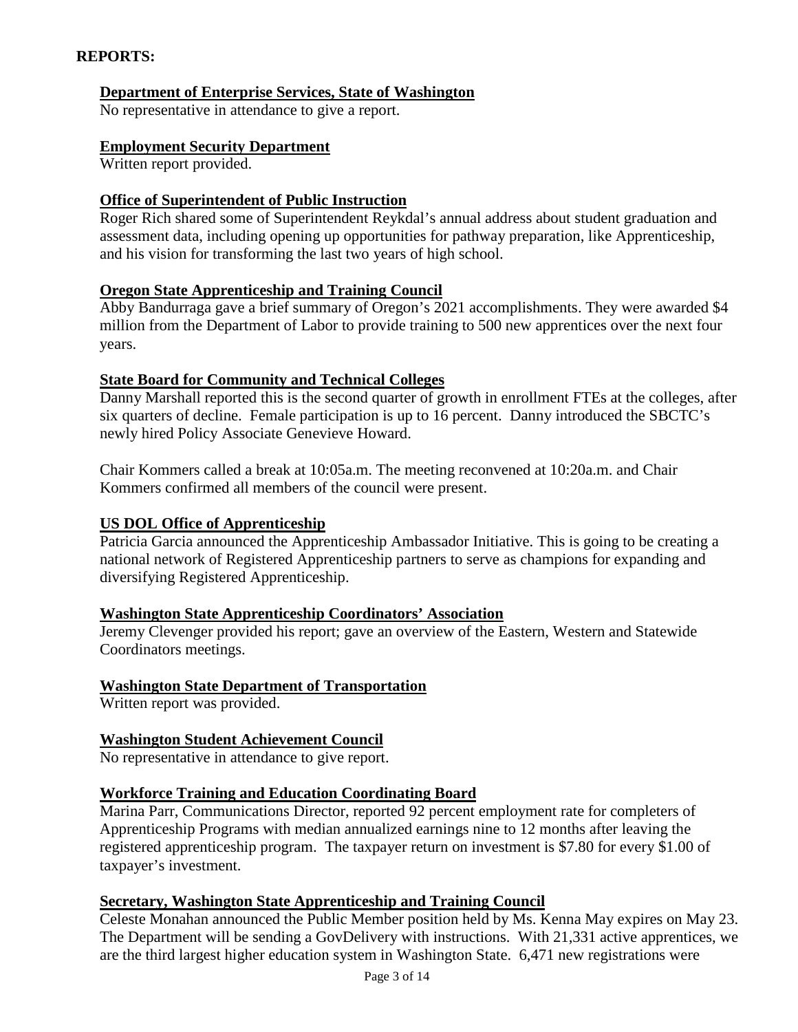**REPORTS:**

**Department of Enterprise Services, State of Washington**

No representative in attendance to give a report.

**Employment Security Department**

Written report provided.

**Office of Superintendent of Public Instruction**

Roger Rich shared some of Superintendent Reykdal's annual address about student graduation and assessment data, including opening up opportunities for pathway preparation, like Apprenticeship, and his vision for transforming the last two years of high school.

**Oregon State Apprenticeship and Training Council**

Abby Bandurraga gave a brief summary of Oregon's 2021 accomplishments. They were awarded $4 million from the Department of Labor to provide training to 500 new apprentices over the next four years.

**State Board for Community and Technical Colleges**

Danny Marshall reported this is the second quarter of growth in enrollment FTEs at the colleges, after six quarters of decline. Female participation is up to 16 percent. Danny introduced the SBCTC's newly hired Policy Associate Genevieve Howard.

Chair Kommers called a break at 10:05a.m. The meeting reconvened at 10:20a.m. and Chair Kommers confirmed all members of the council were present.

**US DOL Office of Apprenticeship**

Patricia Garcia announced the Apprenticeship Ambassador Initiative. This is going to be creating a national network of Registered Apprenticeship partners to serve as champions for expanding and diversifying Registered Apprenticeship.

**Washington State Apprenticeship Coordinators' Association**

Jeremy Clevenger provided his report; gave an overview of the Eastern, Western and Statewide Coordinators meetings.

**Washington State Department of Transportation**

Written report was provided.

**Washington Student Achievement Council**

No representative in attendance to give report.

**Workforce Training and Education Coordinating Board**

Marina Parr, Communications Director, reported 92 percent employment rate for completers of Apprenticeship Programs with median annualized earnings nine to 12 months after leaving the registered apprenticeship program. The taxpayer return on investment is $7.80 for every $1.00 of taxpayer's investment.

**Secretary, Washington State Apprenticeship and Training Council**

Celeste Monahan announced the Public Member position held by Ms. Kenna May expires on May 23. The Department will be sending a GovDelivery with instructions. With 21,331 active apprentices, we are the third largest higher education system in Washington State. 6,471 new registrations were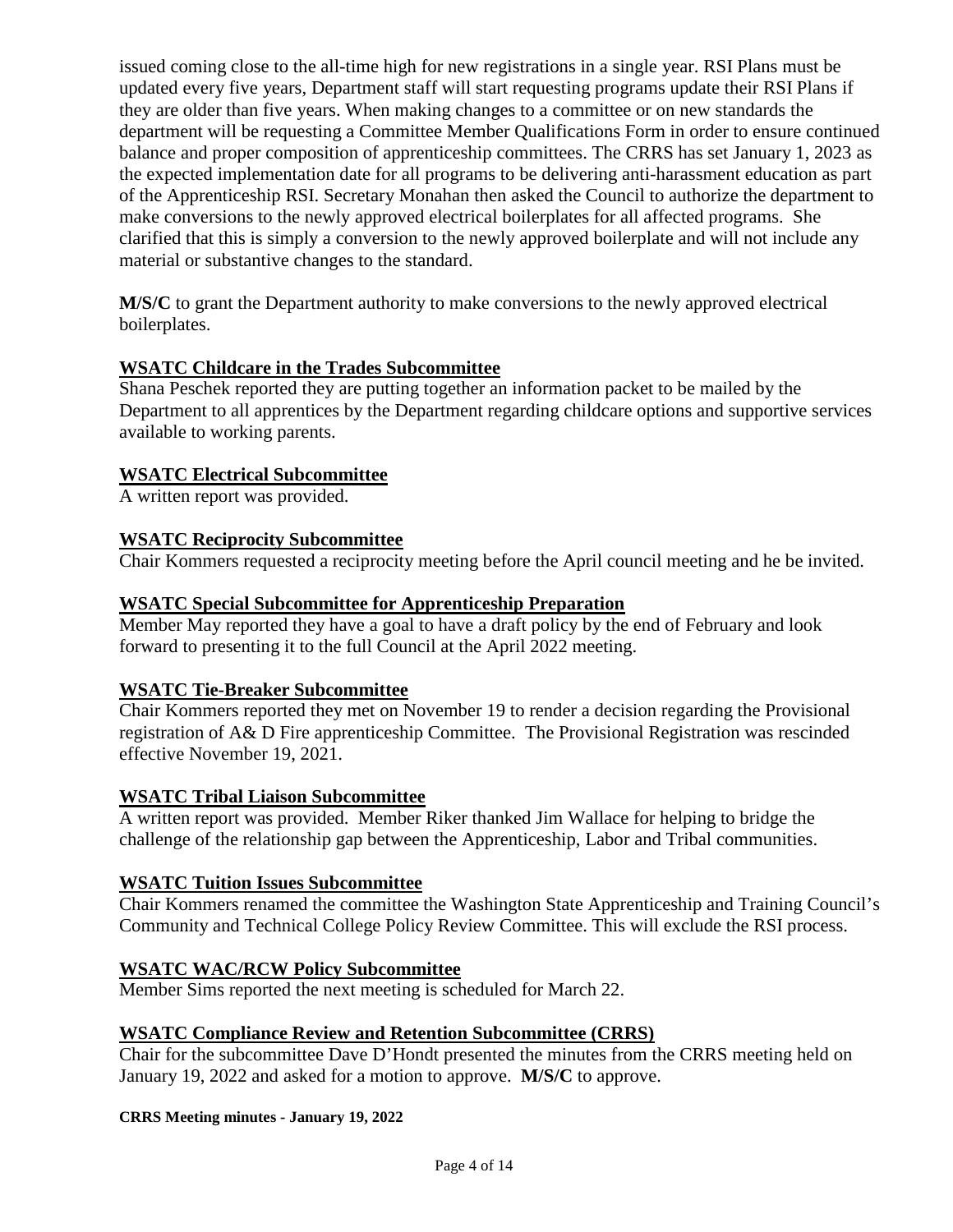issued coming close to the all-time high for new registrations in a single year. RSI Plans must be updated every five years, Department staff will start requesting programs update their RSI Plans if they are older than five years. When making changes to a committee or on new standards the department will be requesting a Committee Member Qualifications Form in order to ensure continued balance and proper composition of apprenticeship committees. The CRRS has set January 1, 2023 as the expected implementation date for all programs to be delivering anti-harassment education as part of the Apprenticeship RSI. Secretary Monahan then asked the Council to authorize the department to make conversions to the newly approved electrical boilerplates for all affected programs. She clarified that this is simply a conversion to the newly approved boilerplate and will not include any material or substantive changes to the standard.

**M/S/C** to grant the Department authority to make conversions to the newly approved electrical boilerplates.

## WSATC Childcare in the Trades Subcommittee

Shana Peschek reported they are putting together an information packet to be mailed by the Department to all apprentices by the Department regarding childcare options and supportive services available to working parents.

## WSATC Electrical Subcommittee

A written report was provided.

## WSATC Reciprocity Subcommittee

Chair Kommers requested a reciprocity meeting before the April council meeting and he be invited.

## WSATC Special Subcommittee for Apprenticeship Preparation

Member May reported they have a goal to have a draft policy by the end of February and look forward to presenting it to the full Council at the April 2022 meeting.

## WSATC Tie-Breaker Subcommittee

Chair Kommers reported they met on November 19 to render a decision regarding the Provisional registration of A& D Fire apprenticeship Committee. The Provisional Registration was rescinded effective November 19, 2021.

## WSATC Tribal Liaison Subcommittee

A written report was provided. Member Riker thanked Jim Wallace for helping to bridge the challenge of the relationship gap between the Apprenticeship, Labor and Tribal communities.

## WSATC Tuition Issues Subcommittee

Chair Kommers renamed the committee the Washington State Apprenticeship and Training Council's Community and Technical College Policy Review Committee. This will exclude the RSI process.

## WSATC WAC/RCW Policy Subcommittee

Member Sims reported the next meeting is scheduled for March 22.

## WSATC Compliance Review and Retention Subcommittee (CRRS)

Chair for the subcommittee Dave D'Hondt presented the minutes from the CRRS meeting held on January 19, 2022 and asked for a motion to approve. **M/S/C** to approve.

**CRRS Meeting minutes - January 19, 2022**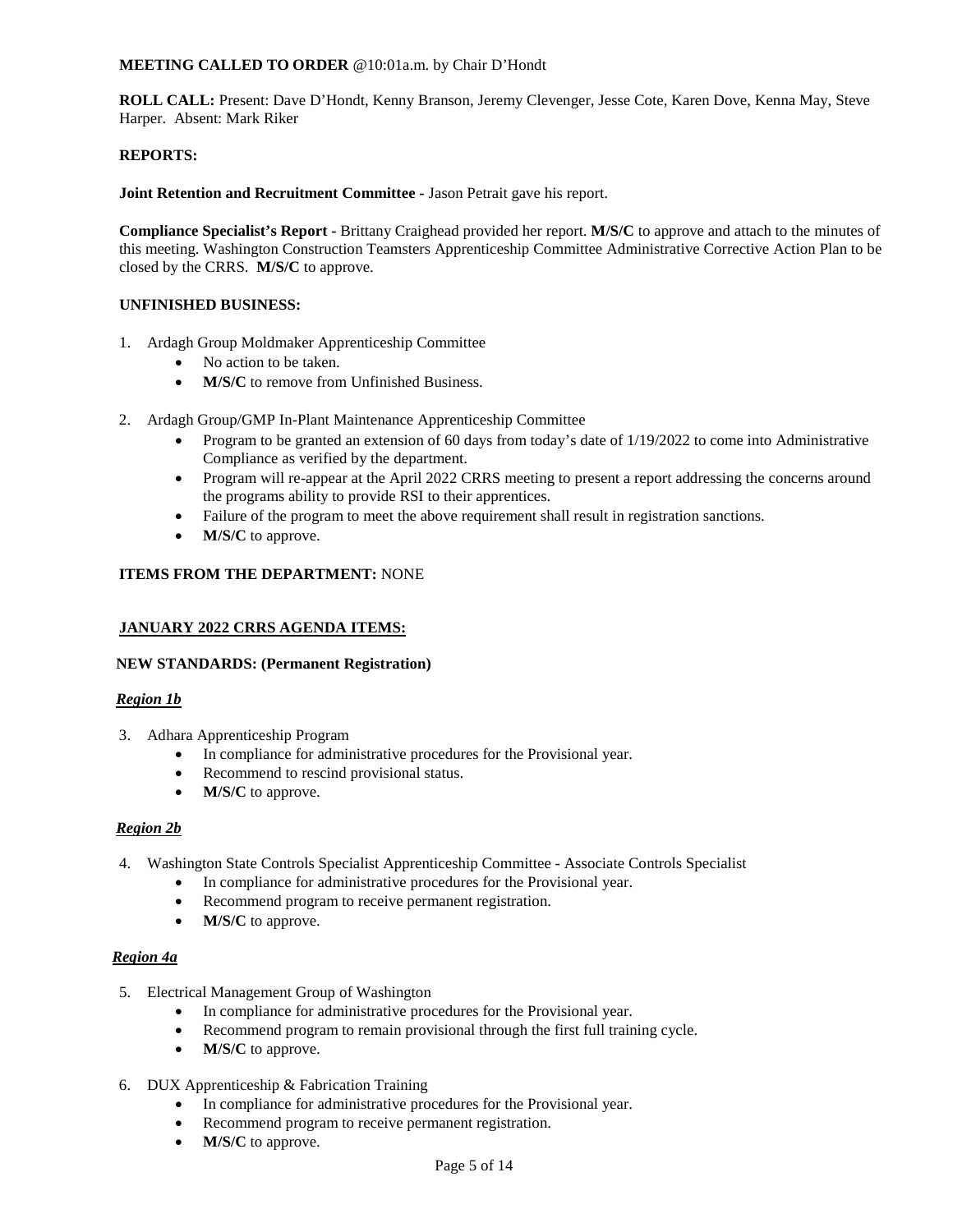**MEETING CALLED TO ORDER** @10:01a.m. by Chair D'Hondt

**ROLL CALL:** Present: Dave D'Hondt, Kenny Branson, Jeremy Clevenger, Jesse Cote, Karen Dove, Kenna May, Steve Harper. Absent: Mark Riker

**REPORTS:**

**Joint Retention and Recruitment Committee -** Jason Petrait gave his report.

**Compliance Specialist's Report -** Brittany Craighead provided her report. **M/S/C** to approve and attach to the minutes of this meeting. Washington Construction Teamsters Apprenticeship Committee Administrative Corrective Action Plan to be closed by the CRRS. **M/S/C** to approve.

**UNFINISHED BUSINESS:**

1. Ardagh Group Moldmaker Apprenticeship Committee
   - No action to be taken.
   - **M/S/C** to remove from Unfinished Business.

2. Ardagh Group/GMP In-Plant Maintenance Apprenticeship Committee
   - Program to be granted an extension of 60 days from today's date of 1/19/2022 to come into Administrative Compliance as verified by the department.
   - Program will re-appear at the April 2022 CRRS meeting to present a report addressing the concerns around the programs ability to provide RSI to their apprentices.
   - Failure of the program to meet the above requirement shall result in registration sanctions.
   - **M/S/C** to approve.

**ITEMS FROM THE DEPARTMENT:** NONE

**JANUARY 2022 CRRS AGENDA ITEMS:**

**NEW STANDARDS: (Permanent Registration)**

***Region 1b***

3. Adhara Apprenticeship Program
   - In compliance for administrative procedures for the Provisional year.
   - Recommend to rescind provisional status.
   - **M/S/C** to approve.

***Region 2b***

4. Washington State Controls Specialist Apprenticeship Committee - Associate Controls Specialist
   - In compliance for administrative procedures for the Provisional year.
   - Recommend program to receive permanent registration.
   - **M/S/C** to approve.

***Region 4a***

5. Electrical Management Group of Washington
   - In compliance for administrative procedures for the Provisional year.
   - Recommend program to remain provisional through the first full training cycle.
   - **M/S/C** to approve.

6. DUX Apprenticeship & Fabrication Training
   - In compliance for administrative procedures for the Provisional year.
   - Recommend program to receive permanent registration.
   - **M/S/C** to approve.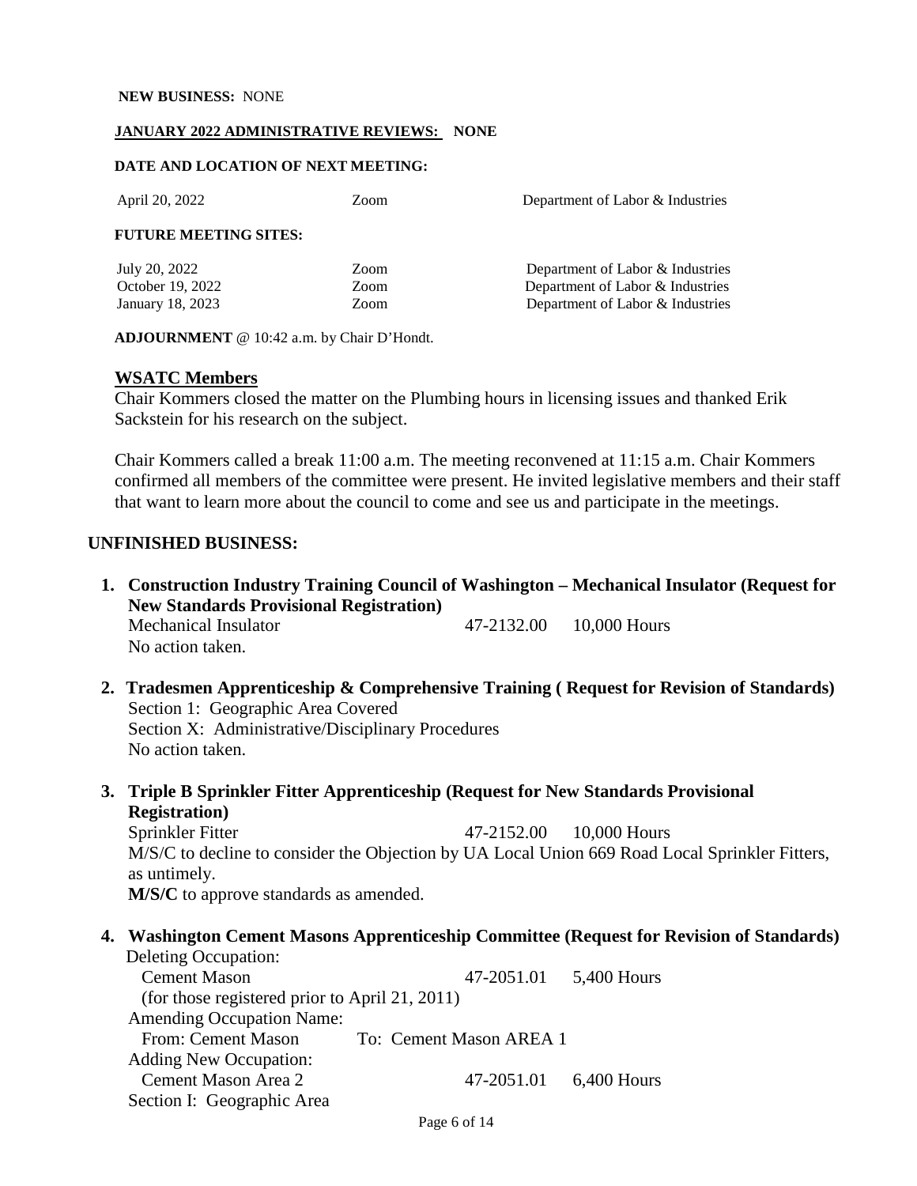**NEW BUSINESS:** NONE

**JANUARY 2022 ADMINISTRATIVE REVIEWS: NONE**

**DATE AND LOCATION OF NEXT MEETING:**

| | | |
|---|---|---|
| April 20, 2022 | Zoom | Department of Labor & Industries |

**FUTURE MEETING SITES:**

| | | |
|---|---|---|
| July 20, 2022 | Zoom | Department of Labor & Industries |
| October 19, 2022 | Zoom | Department of Labor & Industries |
| January 18, 2023 | Zoom | Department of Labor & Industries |

**ADJOURNMENT** @ 10:42 a.m. by Chair D'Hondt.

## WSATC Members

Chair Kommers closed the matter on the Plumbing hours in licensing issues and thanked Erik Sackstein for his research on the subject.

Chair Kommers called a break 11:00 a.m. The meeting reconvened at 11:15 a.m. Chair Kommers confirmed all members of the committee were present. He invited legislative members and their staff that want to learn more about the council to come and see us and participate in the meetings.

## UNFINISHED BUSINESS:

1. **Construction Industry Training Council of Washington – Mechanical Insulator (Request for New Standards Provisional Registration)**
   Mechanical Insulator 47-2132.00 10,000 Hours
   No action taken.

2. **Tradesmen Apprenticeship & Comprehensive Training ( Request for Revision of Standards)**
   Section 1: Geographic Area Covered
   Section X: Administrative/Disciplinary Procedures
   No action taken.

3. **Triple B Sprinkler Fitter Apprenticeship (Request for New Standards Provisional Registration)**
   Sprinkler Fitter 47-2152.00 10,000 Hours
   M/S/C to decline to consider the Objection by UA Local Union 669 Road Local Sprinkler Fitters, as untimely.
   **M/S/C** to approve standards as amended.

4. **Washington Cement Masons Apprenticeship Committee (Request for Revision of Standards)**
   Deleting Occupation:
   Cement Mason 47-2051.01 5,400 Hours
   (for those registered prior to April 21, 2011)
   Amending Occupation Name:
   From: Cement Mason To: Cement Mason AREA 1
   Adding New Occupation:
   Cement Mason Area 2 47-2051.01 6,400 Hours
   Section I: Geographic Area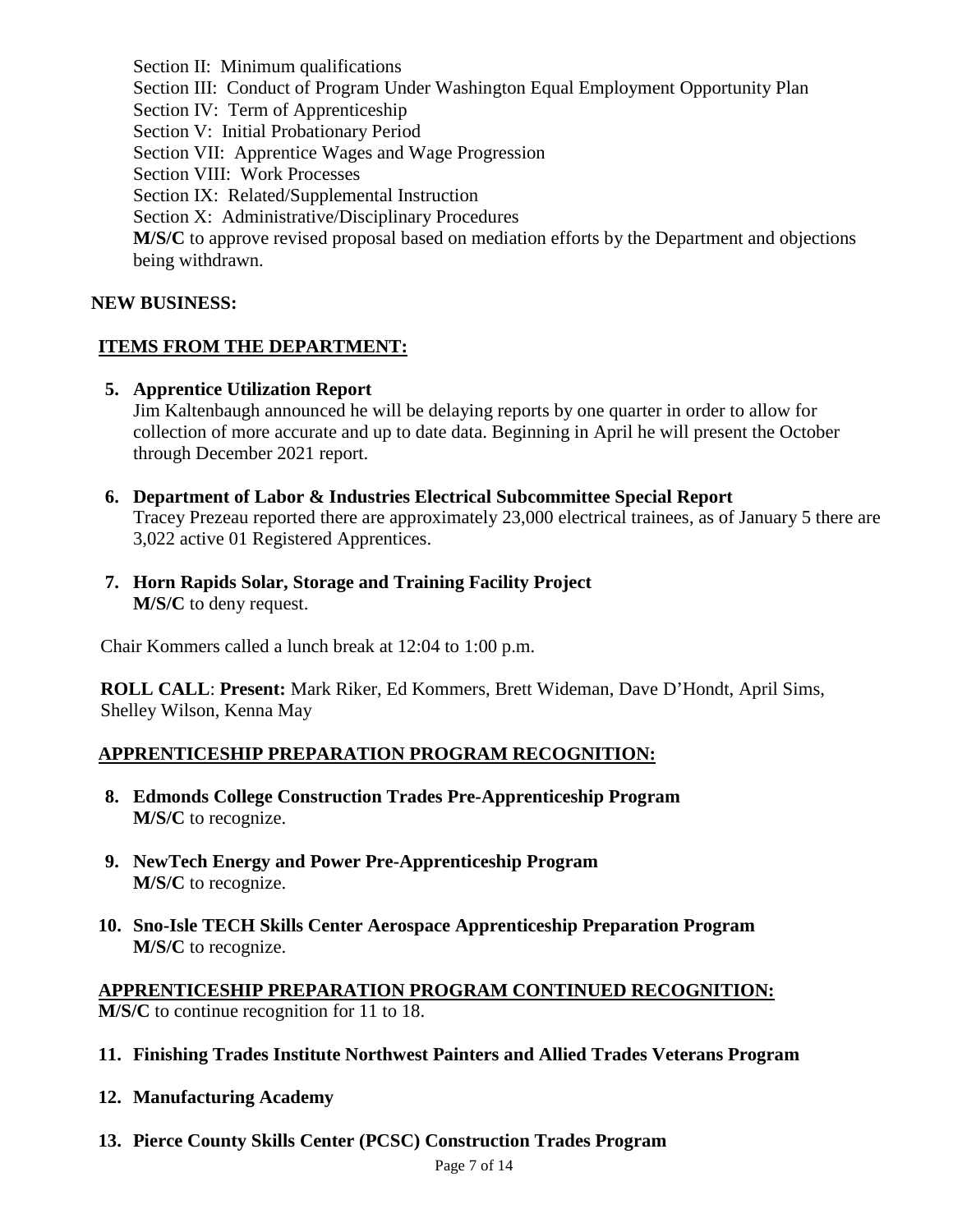Section II: Minimum qualifications
Section III: Conduct of Program Under Washington Equal Employment Opportunity Plan
Section IV: Term of Apprenticeship
Section V: Initial Probationary Period
Section VII: Apprentice Wages and Wage Progression
Section VIII: Work Processes
Section IX: Related/Supplemental Instruction
Section X: Administrative/Disciplinary Procedures
**M/S/C** to approve revised proposal based on mediation efforts by the Department and objections being withdrawn.

**NEW BUSINESS:**

**ITEMS FROM THE DEPARTMENT:**

5. **Apprentice Utilization Report**
   Jim Kaltenbaugh announced he will be delaying reports by one quarter in order to allow for collection of more accurate and up to date data. Beginning in April he will present the October through December 2021 report.

6. **Department of Labor & Industries Electrical Subcommittee Special Report**
   Tracey Prezeau reported there are approximately 23,000 electrical trainees, as of January 5 there are 3,022 active 01 Registered Apprentices.

7. **Horn Rapids Solar, Storage and Training Facility Project**
   **M/S/C** to deny request.

Chair Kommers called a lunch break at 12:04 to 1:00 p.m.

**ROLL CALL**: **Present:** Mark Riker, Ed Kommers, Brett Wideman, Dave D'Hondt, April Sims, Shelley Wilson, Kenna May

**APPRENTICESHIP PREPARATION PROGRAM RECOGNITION:**

8. **Edmonds College Construction Trades Pre-Apprenticeship Program**
   **M/S/C** to recognize.

9. **NewTech Energy and Power Pre-Apprenticeship Program**
   **M/S/C** to recognize.

10. **Sno-Isle TECH Skills Center Aerospace Apprenticeship Preparation Program**
    **M/S/C** to recognize.

**APPRENTICESHIP PREPARATION PROGRAM CONTINUED RECOGNITION:**
**M/S/C** to continue recognition for 11 to 18.

11. **Finishing Trades Institute Northwest Painters and Allied Trades Veterans Program**

12. **Manufacturing Academy**

13. **Pierce County Skills Center (PCSC) Construction Trades Program**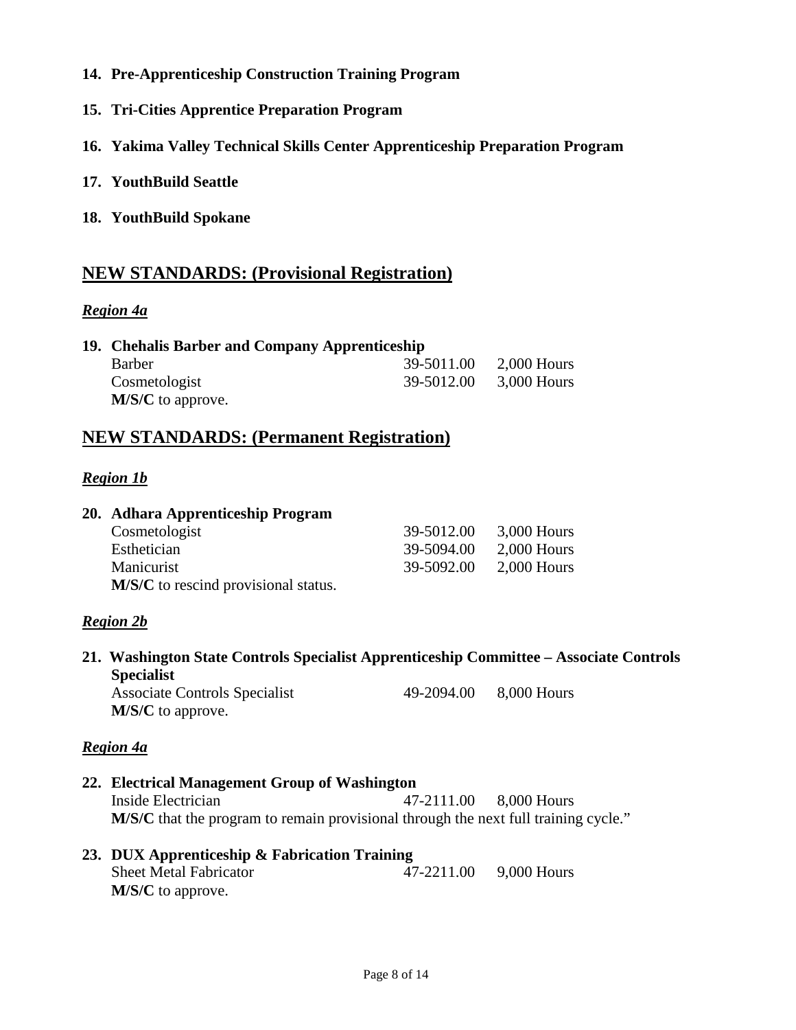**14. Pre-Apprenticeship Construction Training Program**

**15. Tri-Cities Apprentice Preparation Program**

**16. Yakima Valley Technical Skills Center Apprenticeship Preparation Program**

**17. YouthBuild Seattle**

**18. YouthBuild Spokane**

## NEW STANDARDS: (Provisional Registration)

### *Region 4a*

**19. Chehalis Barber and Company Apprenticeship**

| | | |
|---|---|---|
| Barber | 39-5011.00 | 2,000 Hours |
| Cosmetologist | 39-5012.00 | 3,000 Hours |

**M/S/C** to approve.

## NEW STANDARDS: (Permanent Registration)

### *Region 1b*

**20. Adhara Apprenticeship Program**

| | | |
|---|---|---|
| Cosmetologist | 39-5012.00 | 3,000 Hours |
| Esthetician | 39-5094.00 | 2,000 Hours |
| Manicurist | 39-5092.00 | 2,000 Hours |

**M/S/C** to rescind provisional status.

### *Region 2b*

**21. Washington State Controls Specialist Apprenticeship Committee – Associate Controls Specialist**

| | | |
|---|---|---|
| Associate Controls Specialist | 49-2094.00 | 8,000 Hours |

**M/S/C** to approve.

### *Region 4a*

**22. Electrical Management Group of Washington**

| | | |
|---|---|---|
| Inside Electrician | 47-2111.00 | 8,000 Hours |

**M/S/C** that the program to remain provisional through the next full training cycle."

**23. DUX Apprenticeship & Fabrication Training**

| | | |
|---|---|---|
| Sheet Metal Fabricator | 47-2211.00 | 9,000 Hours |

**M/S/C** to approve.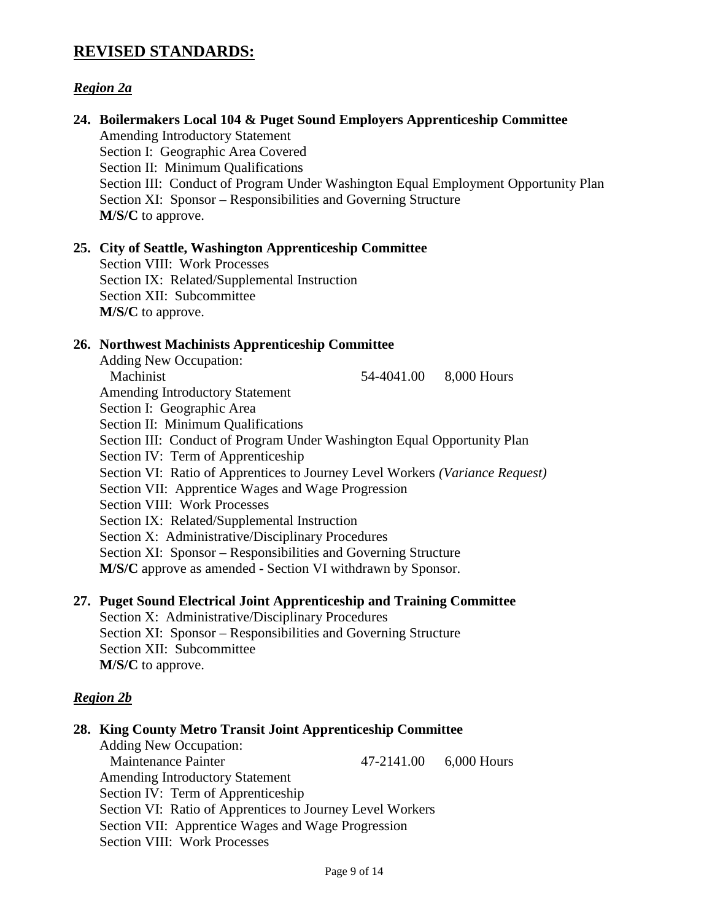## REVISED STANDARDS:

### *Region 2a*

**24. Boilermakers Local 104 & Puget Sound Employers Apprenticeship Committee**

Amending Introductory Statement
Section I: Geographic Area Covered
Section II: Minimum Qualifications
Section III: Conduct of Program Under Washington Equal Employment Opportunity Plan
Section XI: Sponsor – Responsibilities and Governing Structure
**M/S/C** to approve.

**25. City of Seattle, Washington Apprenticeship Committee**

Section VIII: Work Processes
Section IX: Related/Supplemental Instruction
Section XII: Subcommittee
**M/S/C** to approve.

**26. Northwest Machinists Apprenticeship Committee**

Adding New Occupation:
Machinist 54-4041.00 8,000 Hours
Amending Introductory Statement
Section I: Geographic Area
Section II: Minimum Qualifications
Section III: Conduct of Program Under Washington Equal Opportunity Plan
Section IV: Term of Apprenticeship
Section VI: Ratio of Apprentices to Journey Level Workers *(Variance Request)*
Section VII: Apprentice Wages and Wage Progression
Section VIII: Work Processes
Section IX: Related/Supplemental Instruction
Section X: Administrative/Disciplinary Procedures
Section XI: Sponsor – Responsibilities and Governing Structure
**M/S/C** approve as amended - Section VI withdrawn by Sponsor.

**27. Puget Sound Electrical Joint Apprenticeship and Training Committee**

Section X: Administrative/Disciplinary Procedures
Section XI: Sponsor – Responsibilities and Governing Structure
Section XII: Subcommittee
**M/S/C** to approve.

### *Region 2b*

**28. King County Metro Transit Joint Apprenticeship Committee**

Adding New Occupation:
Maintenance Painter 47-2141.00 6,000 Hours
Amending Introductory Statement
Section IV: Term of Apprenticeship
Section VI: Ratio of Apprentices to Journey Level Workers
Section VII: Apprentice Wages and Wage Progression
Section VIII: Work Processes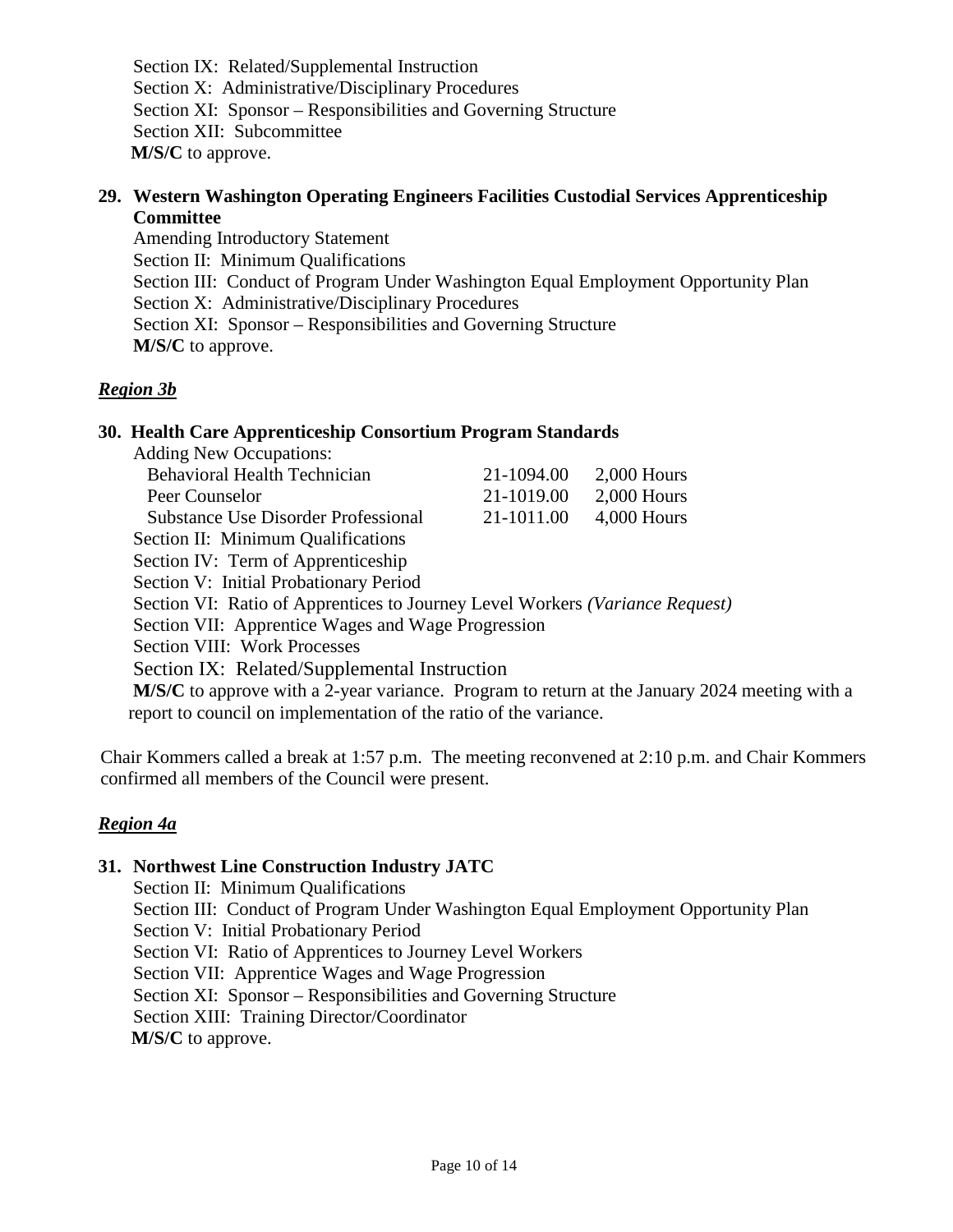Section IX: Related/Supplemental Instruction
Section X: Administrative/Disciplinary Procedures
Section XI: Sponsor – Responsibilities and Governing Structure
Section XII: Subcommittee
**M/S/C** to approve.

**29. Western Washington Operating Engineers Facilities Custodial Services Apprenticeship Committee**

Amending Introductory Statement
Section II: Minimum Qualifications
Section III: Conduct of Program Under Washington Equal Employment Opportunity Plan
Section X: Administrative/Disciplinary Procedures
Section XI: Sponsor – Responsibilities and Governing Structure
**M/S/C** to approve.

***Region 3b***

**30. Health Care Apprenticeship Consortium Program Standards**

Adding New Occupations:

| | | |
|---|---|---|
| Behavioral Health Technician | 21-1094.00 | 2,000 Hours |
| Peer Counselor | 21-1019.00 | 2,000 Hours |
| Substance Use Disorder Professional | 21-1011.00 | 4,000 Hours |

Section II: Minimum Qualifications
Section IV: Term of Apprenticeship
Section V: Initial Probationary Period
Section VI: Ratio of Apprentices to Journey Level Workers *(Variance Request)*
Section VII: Apprentice Wages and Wage Progression
Section VIII: Work Processes
Section IX: Related/Supplemental Instruction
**M/S/C** to approve with a 2-year variance. Program to return at the January 2024 meeting with a report to council on implementation of the ratio of the variance.

Chair Kommers called a break at 1:57 p.m. The meeting reconvened at 2:10 p.m. and Chair Kommers confirmed all members of the Council were present.

***Region 4a***

**31. Northwest Line Construction Industry JATC**

Section II: Minimum Qualifications
Section III: Conduct of Program Under Washington Equal Employment Opportunity Plan
Section V: Initial Probationary Period
Section VI: Ratio of Apprentices to Journey Level Workers
Section VII: Apprentice Wages and Wage Progression
Section XI: Sponsor – Responsibilities and Governing Structure
Section XIII: Training Director/Coordinator
**M/S/C** to approve.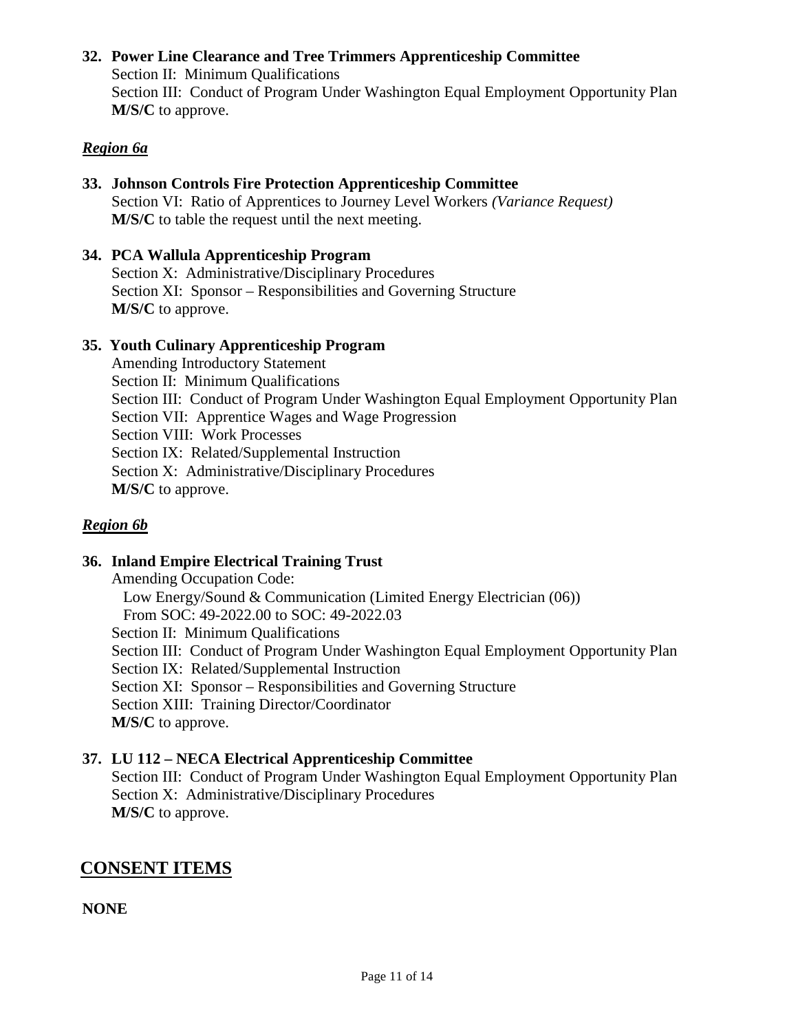**32. Power Line Clearance and Tree Trimmers Apprenticeship Committee**

Section II: Minimum Qualifications
Section III: Conduct of Program Under Washington Equal Employment Opportunity Plan
**M/S/C** to approve.

### *Region 6a*

**33. Johnson Controls Fire Protection Apprenticeship Committee**

Section VI: Ratio of Apprentices to Journey Level Workers *(Variance Request)*
**M/S/C** to table the request until the next meeting.

**34. PCA Wallula Apprenticeship Program**

Section X: Administrative/Disciplinary Procedures
Section XI: Sponsor – Responsibilities and Governing Structure
**M/S/C** to approve.

**35. Youth Culinary Apprenticeship Program**

Amending Introductory Statement
Section II: Minimum Qualifications
Section III: Conduct of Program Under Washington Equal Employment Opportunity Plan
Section VII: Apprentice Wages and Wage Progression
Section VIII: Work Processes
Section IX: Related/Supplemental Instruction
Section X: Administrative/Disciplinary Procedures
**M/S/C** to approve.

### *Region 6b*

**36. Inland Empire Electrical Training Trust**

Amending Occupation Code:
Low Energy/Sound & Communication (Limited Energy Electrician (06))
From SOC: 49-2022.00 to SOC: 49-2022.03
Section II: Minimum Qualifications
Section III: Conduct of Program Under Washington Equal Employment Opportunity Plan
Section IX: Related/Supplemental Instruction
Section XI: Sponsor – Responsibilities and Governing Structure
Section XIII: Training Director/Coordinator
**M/S/C** to approve.

**37. LU 112 – NECA Electrical Apprenticeship Committee**

Section III: Conduct of Program Under Washington Equal Employment Opportunity Plan
Section X: Administrative/Disciplinary Procedures
**M/S/C** to approve.

## CONSENT ITEMS

**NONE**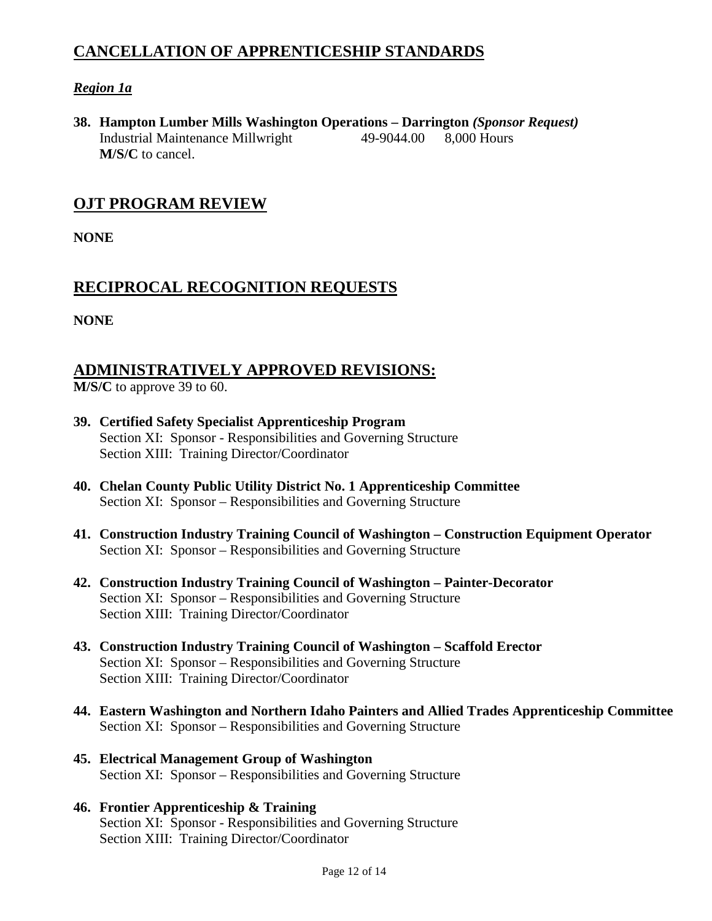## CANCELLATION OF APPRENTICESHIP STANDARDS

***Region 1a***

**38. Hampton Lumber Mills Washington Operations – Darrington *(Sponsor Request)***
Industrial Maintenance Millwright 49-9044.00 8,000 Hours
**M/S/C** to cancel.

## OJT PROGRAM REVIEW

**NONE**

## RECIPROCAL RECOGNITION REQUESTS

**NONE**

## ADMINISTRATIVELY APPROVED REVISIONS:

**M/S/C** to approve 39 to 60.

**39. Certified Safety Specialist Apprenticeship Program**
Section XI: Sponsor - Responsibilities and Governing Structure
Section XIII: Training Director/Coordinator

**40. Chelan County Public Utility District No. 1 Apprenticeship Committee**
Section XI: Sponsor – Responsibilities and Governing Structure

**41. Construction Industry Training Council of Washington – Construction Equipment Operator**
Section XI: Sponsor – Responsibilities and Governing Structure

**42. Construction Industry Training Council of Washington – Painter-Decorator**
Section XI: Sponsor – Responsibilities and Governing Structure
Section XIII: Training Director/Coordinator

**43. Construction Industry Training Council of Washington – Scaffold Erector**
Section XI: Sponsor – Responsibilities and Governing Structure
Section XIII: Training Director/Coordinator

**44. Eastern Washington and Northern Idaho Painters and Allied Trades Apprenticeship Committee**
Section XI: Sponsor – Responsibilities and Governing Structure

**45. Electrical Management Group of Washington**
Section XI: Sponsor – Responsibilities and Governing Structure

**46. Frontier Apprenticeship & Training**
Section XI: Sponsor - Responsibilities and Governing Structure
Section XIII: Training Director/Coordinator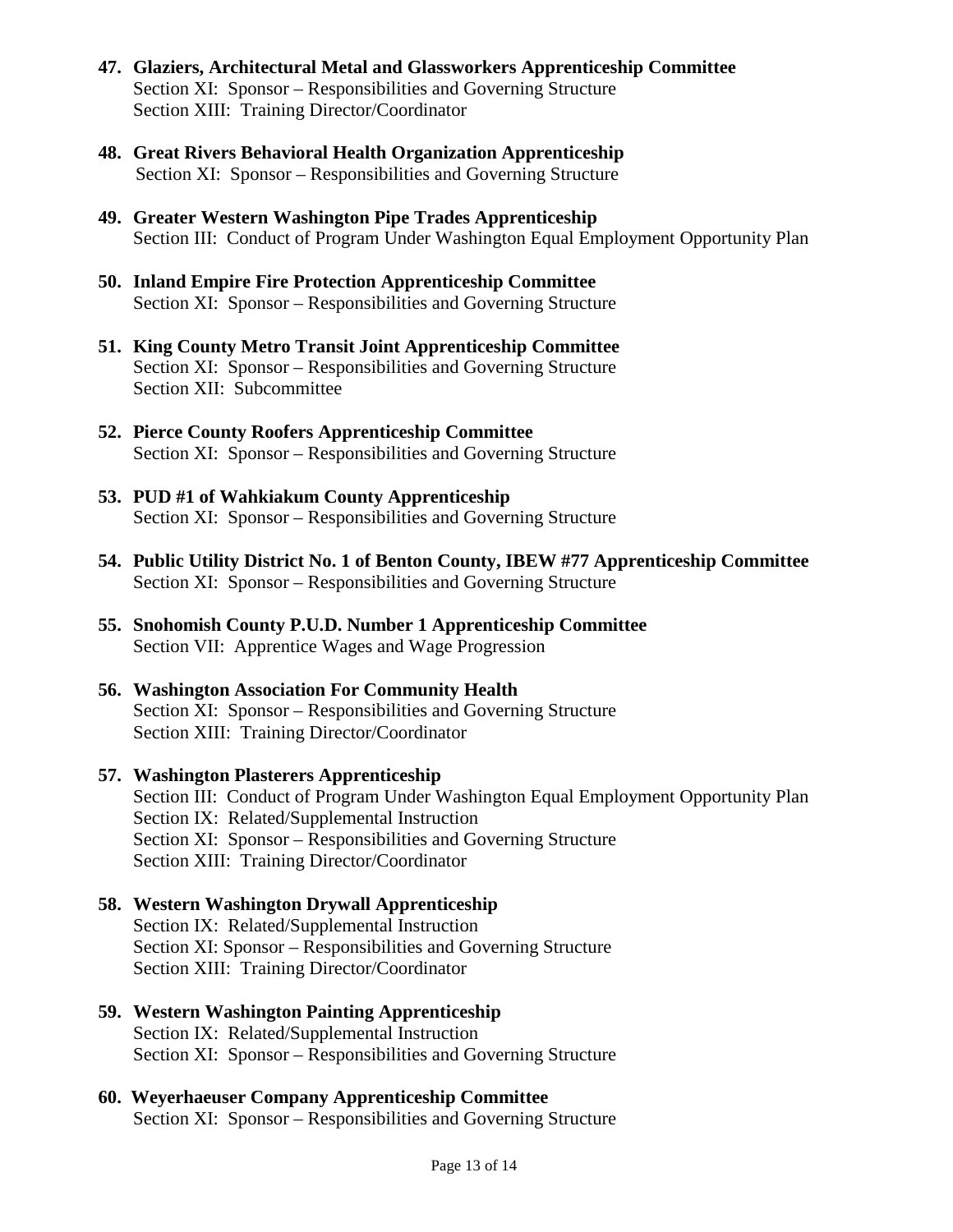47. **Glaziers, Architectural Metal and Glassworkers Apprenticeship Committee**
    Section XI: Sponsor – Responsibilities and Governing Structure
    Section XIII: Training Director/Coordinator

48. **Great Rivers Behavioral Health Organization Apprenticeship**
    Section XI: Sponsor – Responsibilities and Governing Structure

49. **Greater Western Washington Pipe Trades Apprenticeship**
    Section III: Conduct of Program Under Washington Equal Employment Opportunity Plan

50. **Inland Empire Fire Protection Apprenticeship Committee**
    Section XI: Sponsor – Responsibilities and Governing Structure

51. **King County Metro Transit Joint Apprenticeship Committee**
    Section XI: Sponsor – Responsibilities and Governing Structure
    Section XII: Subcommittee

52. **Pierce County Roofers Apprenticeship Committee**
    Section XI: Sponsor – Responsibilities and Governing Structure

53. **PUD #1 of Wahkiakum County Apprenticeship**
    Section XI: Sponsor – Responsibilities and Governing Structure

54. **Public Utility District No. 1 of Benton County, IBEW #77 Apprenticeship Committee**
    Section XI: Sponsor – Responsibilities and Governing Structure

55. **Snohomish County P.U.D. Number 1 Apprenticeship Committee**
    Section VII: Apprentice Wages and Wage Progression

56. **Washington Association For Community Health**
    Section XI: Sponsor – Responsibilities and Governing Structure
    Section XIII: Training Director/Coordinator

57. **Washington Plasterers Apprenticeship**
    Section III: Conduct of Program Under Washington Equal Employment Opportunity Plan
    Section IX: Related/Supplemental Instruction
    Section XI: Sponsor – Responsibilities and Governing Structure
    Section XIII: Training Director/Coordinator

58. **Western Washington Drywall Apprenticeship**
    Section IX: Related/Supplemental Instruction
    Section XI: Sponsor – Responsibilities and Governing Structure
    Section XIII: Training Director/Coordinator

59. **Western Washington Painting Apprenticeship**
    Section IX: Related/Supplemental Instruction
    Section XI: Sponsor – Responsibilities and Governing Structure

60. **Weyerhaeuser Company Apprenticeship Committee**
    Section XI: Sponsor – Responsibilities and Governing Structure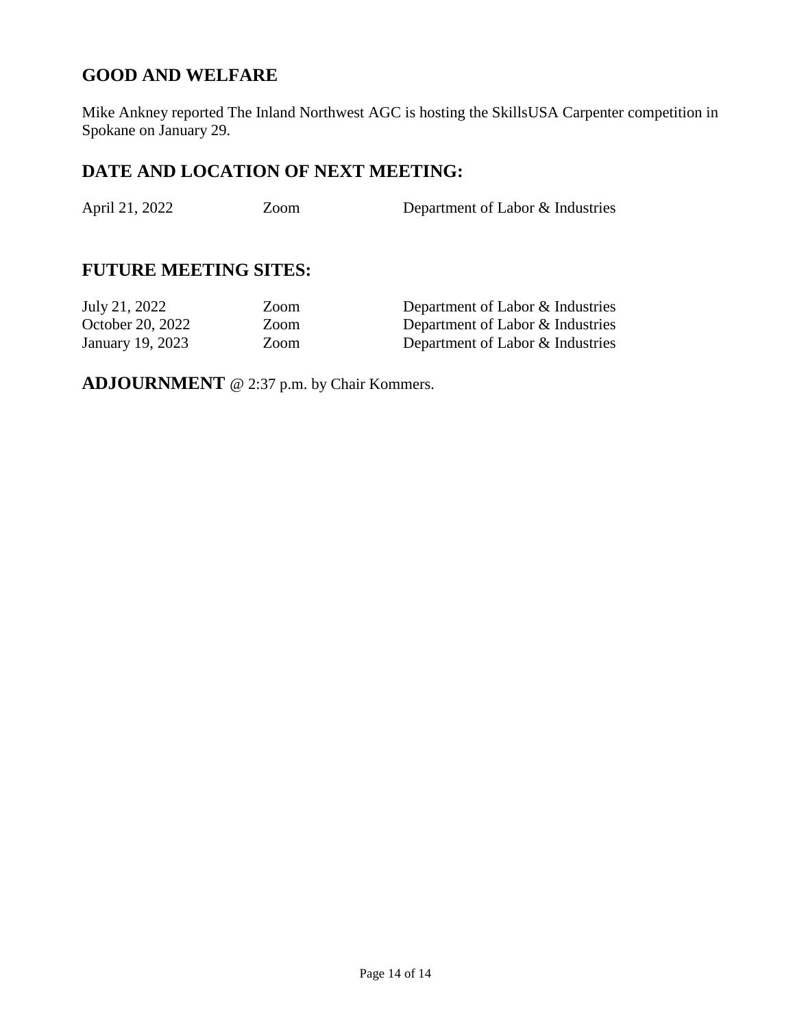## GOOD AND WELFARE

Mike Ankney reported The Inland Northwest AGC is hosting the SkillsUSA Carpenter competition in Spokane on January 29.

## DATE AND LOCATION OF NEXT MEETING:

| | | |
|---|---|---|
| April 21, 2022 | Zoom | Department of Labor & Industries |

## FUTURE MEETING SITES:

| | | |
|---|---|---|
| July 21, 2022 | Zoom | Department of Labor & Industries |
| October 20, 2022 | Zoom | Department of Labor & Industries |
| January 19, 2023 | Zoom | Department of Labor & Industries |

**ADJOURNMENT** @ 2:37 p.m. by Chair Kommers.